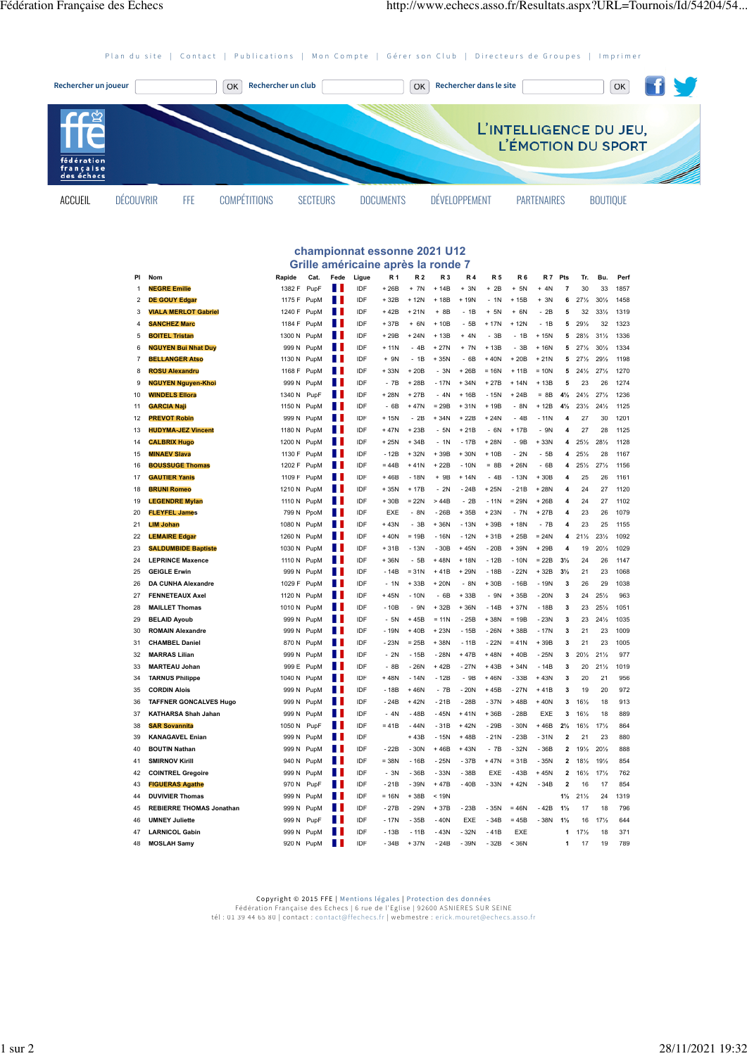Plan du site | Contact | Publications | Mon Compte | Gérer son Club | Directeurs de Groupes | Imprimer

Rechercher un joueur OK Rechercher un club OK Rechercher dans le site OK

L'INTELLIGENCE DU JEU, L'ÉMOTION DU SPORT

ACCUEIL DÉCOUVRIR FFE COMPÉTITIONS SECTEURS DOCUMENTS DÉVELOPPEMENT PARTENAIRES BOUTIQUE

## championnat essonne 2021 U12

## Grille américaine après la ronde 7

| Pl | Nom | Rapide | Cat. | Fede | Ligue | R 1 | R 2 | R 3 | R 4 | R 5 | R 6 | R 7 | Pts | Tr. | Bu. | Perf |
|---|---|---|---|---|---|---|---|---|---|---|---|---|---|---|---|---|
| 1 | NEGRE Emilie | 1382 F | PupF | | IDF | + 26B | + 7N | + 14B | + 3N | + 2B | + 5N | + 4N | 7 | 30 | 33 | 1857 |
| 2 | DE GOUY Edgar | 1175 F | PupM | | IDF | + 32B | + 12N | + 18B | + 19N | - 1N | + 15B | + 3N | 6 | 27½ | 30½ | 1458 |
| 3 | VIALA MERLOT Gabriel | 1240 F | PupM | | IDF | + 42B | + 21N | + 8B | - 1B | + 5N | + 6N | - 2B | 5 | 32 | 33½ | 1319 |
| 4 | SANCHEZ Marc | 1184 F | PupM | | IDF | + 37B | + 6N | + 10B | - 5B | + 17N | + 12N | - 1B | 5 | 29½ | 32 | 1323 |
| 5 | BOITEL Tristan | 1300 N | PupM | | IDF | + 29B | + 24N | + 13B | + 4N | - 3B | - 1B | + 15N | 5 | 28½ | 31½ | 1336 |
| 6 | NGUYEN Bui Nhat Duy | 999 N | PupM | | IDF | + 11N | - 4B | + 27N | + 7N | + 13B | - 3B | + 16N | 5 | 27½ | 30½ | 1334 |
| 7 | BELLANGER Atso | 1130 N | PupM | | IDF | + 9N | - 1B | + 35N | - 6B | + 40N | + 20B | + 21N | 5 | 27½ | 29½ | 1198 |
| 8 | ROSU Alexandru | 1168 F | PupM | | IDF | + 33N | + 20B | - 3N | + 26B | = 16N | + 11B | = 10N | 5 | 24½ | 27½ | 1270 |
| 9 | NGUYEN Nguyen-Khoi | 999 N | PupM | | IDF | - 7B | + 28B | - 17N | + 34N | + 27B | + 14N | + 13B | 5 | 23 | 26 | 1274 |
| 10 | WINDELS Ellora | 1340 N | PupF | | IDF | + 28N | + 27B | - 4N | + 16B | - 15N | + 24B | = 8B | 4½ | 24½ | 27½ | 1236 |
| 11 | GARCIA Naji | 1150 N | PupM | | IDF | - 6B | + 47N | = 29B | + 31N | + 19B | - 8N | + 12B | 4½ | 23½ | 24½ | 1125 |
| 12 | PREVOT Robin | 999 N | PupM | | IDF | + 15N | - 2B | + 34N | + 22B | + 24N | - 4B | - 11N | 4 | 27 | 30 | 1201 |
| 13 | HUDYMA-JEZ Vincent | 1180 N | PupM | | IDF | + 47N | + 23B | - 5N | + 21B | - 6N | + 17B | - 9N | 4 | 27 | 28 | 1125 |
| 14 | CALBRIX Hugo | 1200 N | PupM | | IDF | + 25N | + 34B | - 1N | - 17B | + 28N | - 9B | + 33N | 4 | 25½ | 28½ | 1128 |
| 15 | MINAEV Slava | 1130 F | PupM | | IDF | - 12B | + 32N | + 39B | + 30N | + 10B | - 2N | - 5B | 4 | 25½ | 28 | 1167 |
| 16 | BOUSSUGE Thomas | 1202 F | PupM | | IDF | = 44B | + 41N | + 22B | - 10N | = 8B | + 26N | - 6B | 4 | 25½ | 27½ | 1156 |
| 17 | GAUTIER Yanis | 1109 F | PupM | | IDF | + 46B | - 18N | + 9B | + 14N | - 4B | - 13N | + 30B | 4 | 25 | 26 | 1161 |
| 18 | BRUNI Romeo | 1210 N | PupM | | IDF | + 35N | + 17B | - 2N | - 24B | + 25N | - 21B | + 28N | 4 | 24 | 27 | 1120 |
| 19 | LEGENDRE Mylan | 1110 N | PupM | | IDF | + 30B | = 22N | > 44B | - 2B | - 11N | = 29N | + 26B | 4 | 24 | 27 | 1102 |
| 20 | FLEYFEL James | 799 N | PpoM | | IDF | EXE | - 8N | - 26B | + 35B | + 23N | - 7N | + 27B | 4 | 23 | 26 | 1079 |
| 21 | LIM Johan | 1080 N | PupM | | IDF | + 43N | - 3B | + 36N | - 13N | + 39B | + 18N | - 7B | 4 | 23 | 25 | 1155 |
| 22 | LEMAIRE Edgar | 1260 N | PupM | | IDF | + 40N | = 19B | - 16N | - 12N | + 31B | + 25B | = 24N | 4 | 21½ | 23½ | 1092 |
| 23 | SALDUMBIDE Baptiste | 1030 N | PupM | | IDF | + 31B | - 13N | - 30B | + 45N | - 20B | + 39N | + 29B | 4 | 19 | 20½ | 1029 |
| 24 | LEPRINCE Maxence | 1110 N | PupM | | IDF | + 36N | - 5B | + 48N | + 18N | - 12B | - 10N | = 22B | 3½ | 24 | 26 | 1147 |
| 25 | GEIGLE Erwin | 999 N | PupM | | IDF | - 14B | = 31N | + 41B | + 29N | - 18B | - 22N | + 32B | 3½ | 21 | 23 | 1068 |
| 26 | DA CUNHA Alexandre | 1029 F | PupM | | IDF | - 1N | + 33B | + 20N | - 8N | + 30B | - 16B | - 19N | 3 | 26 | 29 | 1038 |
| 27 | FENNETEAUX Axel | 1120 N | PupM | | IDF | + 45N | - 10N | - 6B | + 33B | - 9N | + 35B | - 20N | 3 | 24 | 25½ | 963 |
| 28 | MAILLET Thomas | 1010 N | PupM | | IDF | - 10B | - 9N | + 32B | + 36N | - 14B | + 37N | - 18B | 3 | 23 | 25½ | 1051 |
| 29 | BELAID Ayoub | 999 N | PupM | | IDF | - 5N | + 45B | = 11N | - 25B | + 38N | = 19B | - 23N | 3 | 23 | 24½ | 1035 |
| 30 | ROMAIN Alexandre | 999 N | PupM | | IDF | - 19N | + 40B | + 23N | - 15B | - 26N | + 38B | - 17N | 3 | 21 | 23 | 1009 |
| 31 | CHAMBEL Daniel | 870 N | PupM | | IDF | - 23N | = 25B | + 38N | - 11B | - 22N | = 41N | + 39B | 3 | 21 | 23 | 1005 |
| 32 | MARRAS Lilian | 999 N | PupM | | IDF | - 2N | - 15B | - 28N | + 47B | + 48N | + 40B | - 25N | 3 | 20½ | 21½ | 977 |
| 33 | MARTEAU Johan | 999 E | PupM | | IDF | - 8B | - 26N | + 42B | - 27N | + 43B | + 34N | - 14B | 3 | 20 | 21½ | 1019 |
| 34 | TARNUS Philippe | 1040 N | PupM | | IDF | + 48N | - 14N | - 12B | - 9B | + 46N | - 33B | + 43N | 3 | 20 | 21 | 956 |
| 35 | CORDIN Alois | 999 N | PupM | | IDF | - 18B | + 46N | - 7B | - 20N | + 45B | - 27N | + 41B | 3 | 19 | 20 | 972 |
| 36 | TAFFNER GONCALVES Hugo | 999 N | PupM | | IDF | - 24B | + 42N | - 21B | - 28B | - 37N | > 48B | + 40N | 3 | 16½ | 18 | 913 |
| 37 | KATHARSA Shah Jahan | 999 N | PupM | | IDF | - 4N | - 48B | - 45N | + 41N | + 36B | - 28B | EXE | 3 | 16½ | 18 | 889 |
| 38 | SAR Sovannita | 1050 N | PupF | | IDF | = 41B | - 44N | - 31B | + 42N | - 29B | - 30N | + 46B | 2½ | 16½ | 17½ | 864 |
| 39 | KANAGAVEL Enian | 999 N | PupM | | IDF | | + 43B | - 15N | + 48B | - 21N | - 23B | - 31N | 2 | 21 | 23 | 880 |
| 40 | BOUTIN Nathan | 999 N | PupM | | IDF | - 22B | - 30N | + 46B | + 43N | - 7B | - 32N | - 36B | 2 | 19½ | 20½ | 888 |
| 41 | SMIRNOV Kirill | 940 N | PupM | | IDF | = 38N | - 16B | - 25N | - 37B | + 47N | = 31B | - 35N | 2 | 18½ | 19½ | 854 |
| 42 | COINTREL Gregoire | 999 N | PupM | | IDF | - 3N | - 36B | - 33N | - 38B | EXE | - 43B | + 45N | 2 | 16½ | 17½ | 762 |
| 43 | FIGUERAS Agathe | 970 N | PupF | | IDF | - 21B | - 39N | + 47B | - 40B | - 33N | + 42N | - 34B | 2 | 16 | 17 | 854 |
| 44 | DUVIVIER Thomas | 999 N | PupM | | IDF | = 16N | + 38B | < 19N | | | | | 1½ | 21½ | 24 | 1319 |
| 45 | REBIERRE THOMAS Jonathan | 999 N | PupM | | IDF | - 27B | - 29N | + 37B | - 23B | - 35N | = 46N | - 42B | 1½ | 17 | 18 | 796 |
| 46 | UMNEY Juliette | 999 N | PupF | | IDF | - 17N | - 35B | - 40N | EXE | - 34B | = 45B | - 38N | 1½ | 16 | 17½ | 644 |
| 47 | LARNICOL Gabin | 999 N | PupM | | IDF | - 13B | - 11B | - 43N | - 32N | - 41B | EXE | | 1 | 17½ | 18 | 371 |
| 48 | MOSLAH Samy | 920 N | PupM | | IDF | - 34B | + 37N | - 24B | - 39N | - 32B | < 36N | | 1 | 17 | 19 | 789 |

Copyright © 2015 FFE | Mentions légales | Protection des données

Fédération Française des Echecs | 6 rue de l'Eglise | 92600 ASNIERES SUR SEINE

tél : 01 39 44 65 80 | contact : contact@ffechecs.fr | webmestre : erick.mouret@echecs.asso.fr